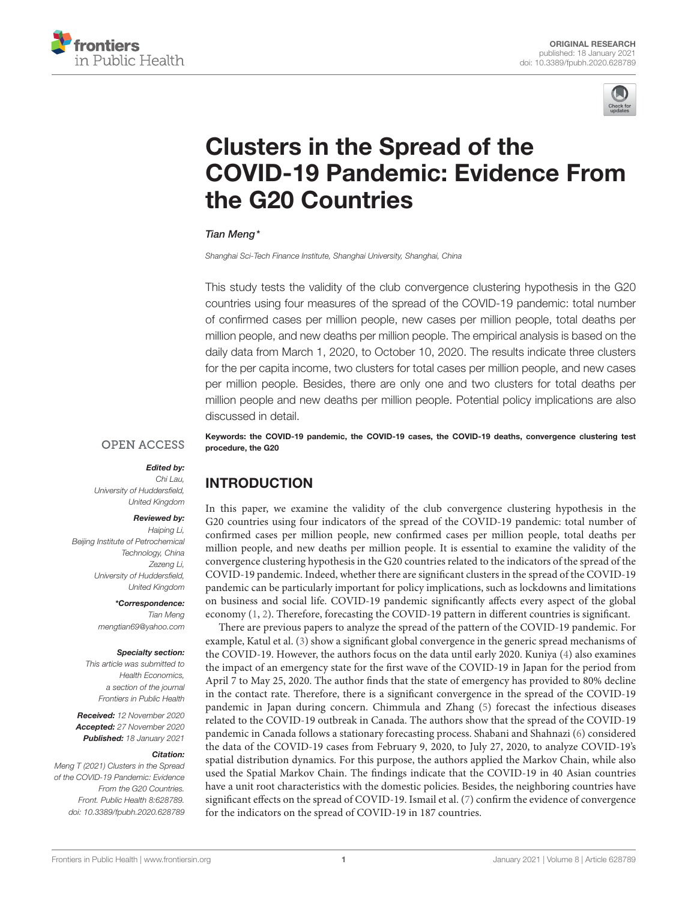ORIGINAL RESEARCH
published: 18 January 2021
doi: 10.3389/fpubh.2020.628789

# Clusters in the Spread of the COVID-19 Pandemic: Evidence From the G20 Countries

*Tian Meng**

*Shanghai Sci-Tech Finance Institute, Shanghai University, Shanghai, China*

This study tests the validity of the club convergence clustering hypothesis in the G20 countries using four measures of the spread of the COVID-19 pandemic: total number of confirmed cases per million people, new cases per million people, total deaths per million people, and new deaths per million people. The empirical analysis is based on the daily data from March 1, 2020, to October 10, 2020. The results indicate three clusters for the per capita income, two clusters for total cases per million people, and new cases per million people. Besides, there are only one and two clusters for total deaths per million people and new deaths per million people. Potential policy implications are also discussed in detail.

**Keywords: the COVID-19 pandemic, the COVID-19 cases, the COVID-19 deaths, convergence clustering test procedure, the G20**

OPEN ACCESS

***Edited by:***
*Chi Lau, University of Huddersfield, United Kingdom*

***Reviewed by:***
*Haiping Li, Beijing Institute of Petrochemical Technology, China*
*Zezeng Li, University of Huddersfield, United Kingdom*

****Correspondence:***
*Tian Meng*
*mengtian69@yahoo.com*

***Specialty section:***
*This article was submitted to Health Economics, a section of the journal Frontiers in Public Health*

***Received:*** *12 November 2020*
***Accepted:*** *27 November 2020*
***Published:*** *18 January 2021*

***Citation:***
*Meng T (2021) Clusters in the Spread of the COVID-19 Pandemic: Evidence From the G20 Countries. Front. Public Health 8:628789. doi: 10.3389/fpubh.2020.628789*

## INTRODUCTION

In this paper, we examine the validity of the club convergence clustering hypothesis in the G20 countries using four indicators of the spread of the COVID-19 pandemic: total number of confirmed cases per million people, new confirmed cases per million people, total deaths per million people, and new deaths per million people. It is essential to examine the validity of the convergence clustering hypothesis in the G20 countries related to the indicators of the spread of the COVID-19 pandemic. Indeed, whether there are significant clusters in the spread of the COVID-19 pandemic can be particularly important for policy implications, such as lockdowns and limitations on business and social life. COVID-19 pandemic significantly affects every aspect of the global economy (1, 2). Therefore, forecasting the COVID-19 pattern in different countries is significant.

There are previous papers to analyze the spread of the pattern of the COVID-19 pandemic. For example, Katul et al. (3) show a significant global convergence in the generic spread mechanisms of the COVID-19. However, the authors focus on the data until early 2020. Kuniya (4) also examines the impact of an emergency state for the first wave of the COVID-19 in Japan for the period from April 7 to May 25, 2020. The author finds that the state of emergency has provided to 80% decline in the contact rate. Therefore, there is a significant convergence in the spread of the COVID-19 pandemic in Japan during concern. Chimmula and Zhang (5) forecast the infectious diseases related to the COVID-19 outbreak in Canada. The authors show that the spread of the COVID-19 pandemic in Canada follows a stationary forecasting process. Shabani and Shahnazi (6) considered the data of the COVID-19 cases from February 9, 2020, to July 27, 2020, to analyze COVID-19's spatial distribution dynamics. For this purpose, the authors applied the Markov Chain, while also used the Spatial Markov Chain. The findings indicate that the COVID-19 in 40 Asian countries have a unit root characteristics with the domestic policies. Besides, the neighboring countries have significant effects on the spread of COVID-19. Ismail et al. (7) confirm the evidence of convergence for the indicators on the spread of COVID-19 in 187 countries.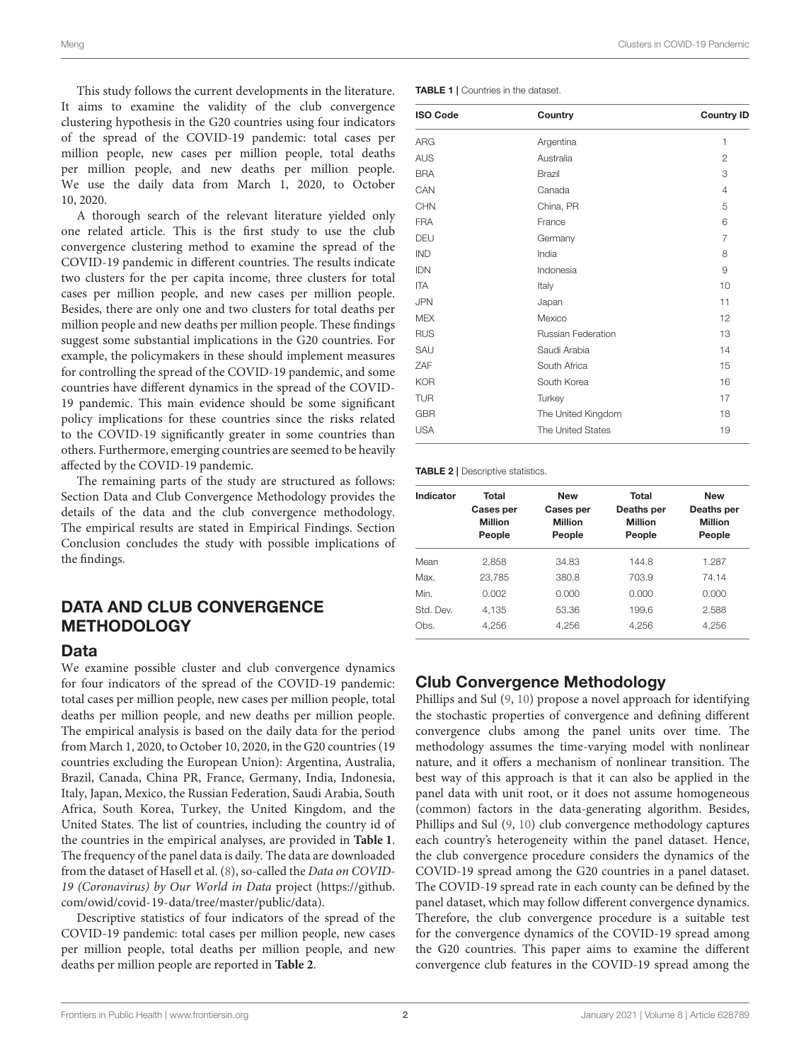This study follows the current developments in the literature. It aims to examine the validity of the club convergence clustering hypothesis in the G20 countries using four indicators of the spread of the COVID-19 pandemic: total cases per million people, new cases per million people, total deaths per million people, and new deaths per million people. We use the daily data from March 1, 2020, to October 10, 2020.

A thorough search of the relevant literature yielded only one related article. This is the first study to use the club convergence clustering method to examine the spread of the COVID-19 pandemic in different countries. The results indicate two clusters for the per capita income, three clusters for total cases per million people, and new cases per million people. Besides, there are only one and two clusters for total deaths per million people and new deaths per million people. These findings suggest some substantial implications in the G20 countries. For example, the policymakers in these should implement measures for controlling the spread of the COVID-19 pandemic, and some countries have different dynamics in the spread of the COVID-19 pandemic. This main evidence should be some significant policy implications for these countries since the risks related to the COVID-19 significantly greater in some countries than others. Furthermore, emerging countries are seemed to be heavily affected by the COVID-19 pandemic.

The remaining parts of the study are structured as follows: Section Data and Club Convergence Methodology provides the details of the data and the club convergence methodology. The empirical results are stated in Empirical Findings. Section Conclusion concludes the study with possible implications of the findings.

## DATA AND CLUB CONVERGENCE METHODOLOGY

### Data

We examine possible cluster and club convergence dynamics for four indicators of the spread of the COVID-19 pandemic: total cases per million people, new cases per million people, total deaths per million people, and new deaths per million people. The empirical analysis is based on the daily data for the period from March 1, 2020, to October 10, 2020, in the G20 countries (19 countries excluding the European Union): Argentina, Australia, Brazil, Canada, China PR, France, Germany, India, Indonesia, Italy, Japan, Mexico, the Russian Federation, Saudi Arabia, South Africa, South Korea, Turkey, the United Kingdom, and the United States. The list of countries, including the country id of the countries in the empirical analyses, are provided in **Table 1**. The frequency of the panel data is daily. The data are downloaded from the dataset of Hasell et al. (8), so-called the *Data on COVID-19 (Coronavirus) by Our World in Data* project (https://github.com/owid/covid-19-data/tree/master/public/data).

Descriptive statistics of four indicators of the spread of the COVID-19 pandemic: total cases per million people, new cases per million people, total deaths per million people, and new deaths per million people are reported in **Table 2**.

**TABLE 1** | Countries in the dataset.

| ISO Code | Country | Country ID |
|---|---|---|
| ARG | Argentina | 1 |
| AUS | Australia | 2 |
| BRA | Brazil | 3 |
| CAN | Canada | 4 |
| CHN | China, PR | 5 |
| FRA | France | 6 |
| DEU | Germany | 7 |
| IND | India | 8 |
| IDN | Indonesia | 9 |
| ITA | Italy | 10 |
| JPN | Japan | 11 |
| MEX | Mexico | 12 |
| RUS | Russian Federation | 13 |
| SAU | Saudi Arabia | 14 |
| ZAF | South Africa | 15 |
| KOR | South Korea | 16 |
| TUR | Turkey | 17 |
| GBR | The United Kingdom | 18 |
| USA | The United States | 19 |

**TABLE 2** | Descriptive statistics.

| Indicator | Total Cases per Million People | New Cases per Million People | Total Deaths per Million People | New Deaths per Million People |
|---|---|---|---|---|
| Mean | 2,858 | 34.83 | 144.8 | 1.287 |
| Max. | 23,785 | 380.8 | 703.9 | 74.14 |
| Min. | 0.002 | 0.000 | 0.000 | 0.000 |
| Std. Dev. | 4,135 | 53.36 | 199.6 | 2.588 |
| Obs. | 4,256 | 4,256 | 4,256 | 4,256 |

### Club Convergence Methodology

Phillips and Sul (9, 10) propose a novel approach for identifying the stochastic properties of convergence and defining different convergence clubs among the panel units over time. The methodology assumes the time-varying model with nonlinear nature, and it offers a mechanism of nonlinear transition. The best way of this approach is that it can also be applied in the panel data with unit root, or it does not assume homogeneous (common) factors in the data-generating algorithm. Besides, Phillips and Sul (9, 10) club convergence methodology captures each country's heterogeneity within the panel dataset. Hence, the club convergence procedure considers the dynamics of the COVID-19 spread among the G20 countries in a panel dataset. The COVID-19 spread rate in each county can be defined by the panel dataset, which may follow different convergence dynamics. Therefore, the club convergence procedure is a suitable test for the convergence dynamics of the COVID-19 spread among the G20 countries. This paper aims to examine the different convergence club features in the COVID-19 spread among the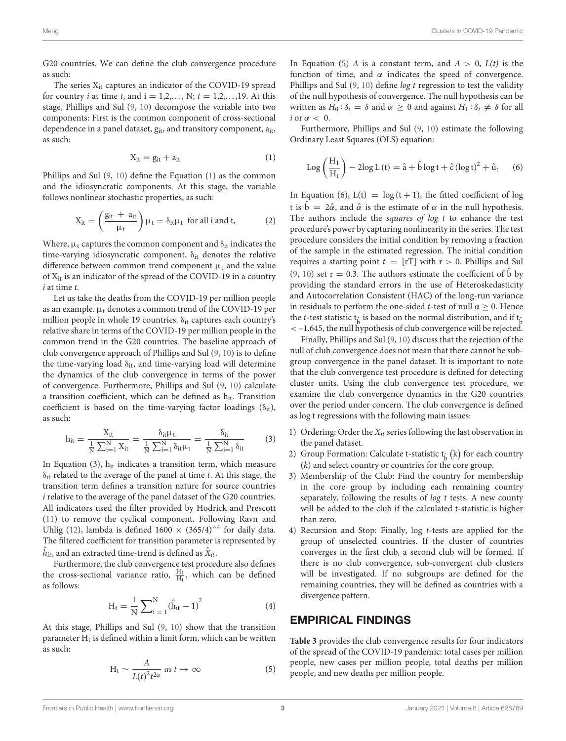G20 countries. We can define the club convergence procedure as such:

The series $X_{it}$ captures an indicator of the COVID-19 spread for country $i$ at time $t$, and $i = 1,2,\ldots, N$; $t = 1,2,\ldots,19$. At this stage, Phillips and Sul (9, 10) decompose the variable into two components: First is the common component of cross-sectional dependence in a panel dataset, $g_{it}$, and transitory component, $a_{it}$, as such:

$$X_{it} = g_{it} + a_{it} \tag{1}$$

Phillips and Sul (9, 10) define the Equation (1) as the common and the idiosyncratic components. At this stage, the variable follows nonlinear stochastic properties, as such:

$$X_{it} = \left(\frac{g_{it} + a_{it}}{\mu_t}\right)\mu_t = \delta_{it}\mu_t \text{ for all i and t,} \tag{2}$$

Where, $\mu_t$ captures the common component and $\delta_{it}$ indicates the time-varying idiosyncratic component. $\delta_{it}$ denotes the relative difference between common trend component $\mu_t$ and the value of $X_{it}$ is an indicator of the spread of the COVID-19 in a country $i$ at time $t$.

Let us take the deaths from the COVID-19 per million people as an example. $\mu_t$ denotes a common trend of the COVID-19 per million people in whole 19 countries. $\delta_{it}$ captures each country's relative share in terms of the COVID-19 per million people in the common trend in the G20 countries. The baseline approach of club convergence approach of Phillips and Sul (9, 10) is to define the time-varying load $\delta_{it}$, and time-varying load will determine the dynamics of the club convergence in terms of the power of convergence. Furthermore, Phillips and Sul (9, 10) calculate a transition coefficient, which can be defined as $h_{it}$. Transition coefficient is based on the time-varying factor loadings ($\delta_{it}$), as such:

$$h_{it} = \frac{X_{it}}{\frac{1}{N}\sum_{i=1}^{N} X_{it}} = \frac{\delta_{it}\mu_t}{\frac{1}{N}\sum_{i=1}^{N}\delta_{it}\mu_t} = \frac{\delta_{it}}{\frac{1}{N}\sum_{i=1}^{N}\delta_{it}} \tag{3}$$

In Equation (3), $h_{it}$ indicates a transition term, which measure $\delta_{it}$ related to the average of the panel at time $t$. At this stage, the transition term defines a transition nature for source countries $i$ relative to the average of the panel dataset of the G20 countries. All indicators used the filter provided by Hodrick and Prescott (11) to remove the cyclical component. Following Ravn and Uhlig (12), lambda is defined $1600 \times (365/4)^{\wedge 4}$ for daily data. The filtered coefficient for transition parameter is represented by $\hat{h}_{it}$, and an extracted time-trend is defined as $\hat{X}_{it}$.

Furthermore, the club convergence test procedure also defines the cross-sectional variance ratio, $\frac{H_1}{H_t}$, which can be defined as follows:

$$H_t = \frac{1}{N}\sum_{i=1}^{N}(\hat{h}_{it} - 1)^2 \tag{4}$$

At this stage, Phillips and Sul (9, 10) show that the transition parameter $H_t$ is defined within a limit form, which can be written as such:

$$H_t \sim \frac{A}{L(t)^2 t^{2\alpha}} \text{ as } t \to \infty \tag{5}$$

In Equation (5) $A$ is a constant term, and $A > 0$, $L(t)$ is the function of time, and $\alpha$ indicates the speed of convergence. Phillips and Sul (9, 10) define *log t* regression to test the validity of the null hypothesis of convergence. The null hypothesis can be written as $H_0: \delta_i = \delta$ and $\alpha \geq 0$ and against $H_1: \delta_i \neq \delta$ for all $i$ or $\alpha < 0$.

Furthermore, Phillips and Sul (9, 10) estimate the following Ordinary Least Squares (OLS) equation:

$$\text{Log}\left(\frac{H_1}{H_t}\right) - 2\log L(t) = \hat{a} + \hat{b}\log t + \hat{c}(\log t)^2 + \hat{u}_t \tag{6}$$

In Equation (6), $L(t) = \log(t+1)$, the fitted coefficient of log t is $\hat{b} = 2\hat{\alpha}$, and $\hat{\alpha}$ is the estimate of $\alpha$ in the null hypothesis. The authors include the *squares of log t* to enhance the test procedure's power by capturing nonlinearity in the series. The test procedure considers the initial condition by removing a fraction of the sample in the estimated regression. The initial condition requires a starting point $t = [rT]$ with $r > 0$. Phillips and Sul (9, 10) set $r = 0.3$. The authors estimate the coefficient of $\hat{b}$ by providing the standard errors in the use of Heteroskedasticity and Autocorrelation Consistent (HAC) of the long-run variance in residuals to perform the one-sided $t$-test of null $\alpha \geq 0$. Hence the $t$-test statistic $t_{\hat{b}}$ is based on the normal distribution, and if $t_{\hat{b}} < -1.645$, the null hypothesis of club convergence will be rejected.

Finally, Phillips and Sul (9, 10) discuss that the rejection of the null of club convergence does not mean that there cannot be sub-group convergence in the panel dataset. It is important to note that the club convergence test procedure is defined for detecting cluster units. Using the club convergence test procedure, we examine the club convergence dynamics in the G20 countries over the period under concern. The club convergence is defined as log t regressions with the following main issues:

1) Ordering: Order the $X_{it}$ series following the last observation in the panel dataset.
2) Group Formation: Calculate t-statistic $t_{\hat{b}}(k)$ for each country ($k$) and select country or countries for the core group.
3) Membership of the Club: Find the country for membership in the core group by including each remaining country separately, following the results of *log t* tests. A new county will be added to the club if the calculated t-statistic is higher than zero.
4) Recursion and Stop: Finally, log $t$-tests are applied for the group of unselected countries. If the cluster of countries converges in the first club, a second club will be formed. If there is no club convergence, sub-convergent club clusters will be investigated. If no subgroups are defined for the remaining countries, they will be defined as countries with a divergence pattern.

## EMPIRICAL FINDINGS

**Table 3** provides the club convergence results for four indicators of the spread of the COVID-19 pandemic: total cases per million people, new cases per million people, total deaths per million people, and new deaths per million people.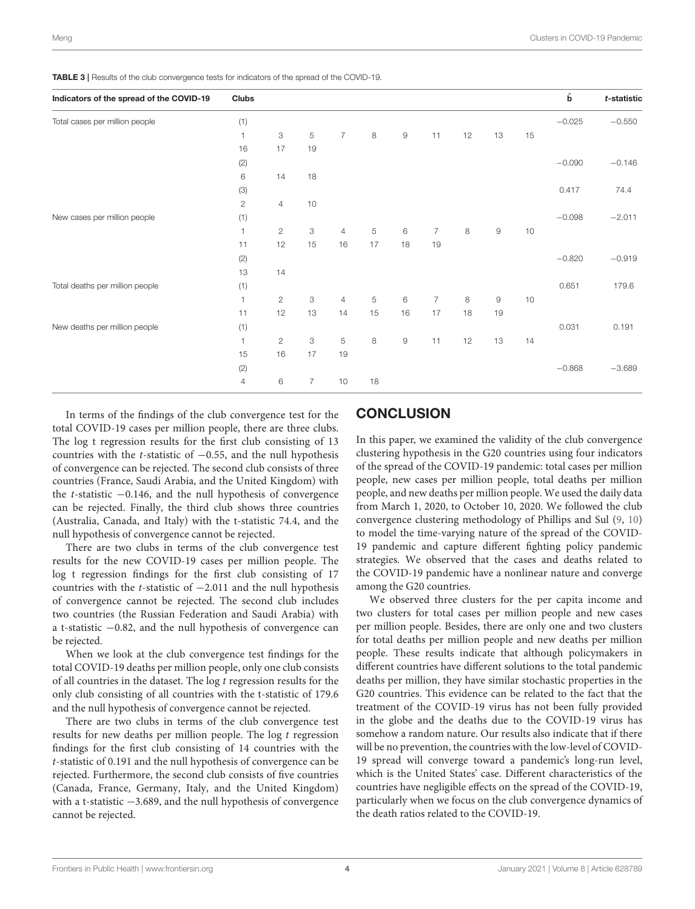**TABLE 3 |** Results of the club convergence tests for indicators of the spread of the COVID-19.

| Indicators of the spread of the COVID-19 | Clubs | | | | | | | | | | $\hat{b}$ | *t*-statistic |
|---|---|---|---|---|---|---|---|---|---|---|---|---|
| Total cases per million people | (1) | | | | | | | | | | −0.025 | −0.550 |
| | 1 | 3 | 5 | 7 | 8 | 9 | 11 | 12 | 13 | 15 | | |
| | 16 | 17 | 19 | | | | | | | | | |
| | (2) | | | | | | | | | | −0.090 | −0.146 |
| | 6 | 14 | 18 | | | | | | | | | |
| | (3) | | | | | | | | | | 0.417 | 74.4 |
| | 2 | 4 | 10 | | | | | | | | | |
| New cases per million people | (1) | | | | | | | | | | −0.098 | −2.011 |
| | 1 | 2 | 3 | 4 | 5 | 6 | 7 | 8 | 9 | 10 | | |
| | 11 | 12 | 15 | 16 | 17 | 18 | 19 | | | | | |
| | (2) | | | | | | | | | | −0.820 | −0.919 |
| | 13 | 14 | | | | | | | | | | |
| Total deaths per million people | (1) | | | | | | | | | | 0.651 | 179.6 |
| | 1 | 2 | 3 | 4 | 5 | 6 | 7 | 8 | 9 | 10 | | |
| | 11 | 12 | 13 | 14 | 15 | 16 | 17 | 18 | 19 | | | |
| New deaths per million people | (1) | | | | | | | | | | 0.031 | 0.191 |
| | 1 | 2 | 3 | 5 | 8 | 9 | 11 | 12 | 13 | 14 | | |
| | 15 | 16 | 17 | 19 | | | | | | | | |
| | (2) | | | | | | | | | | −0.868 | −3.689 |
| | 4 | 6 | 7 | 10 | 18 | | | | | | | |

In terms of the findings of the club convergence test for the total COVID-19 cases per million people, there are three clubs. The log t regression results for the first club consisting of 13 countries with the *t*-statistic of −0.55, and the null hypothesis of convergence can be rejected. The second club consists of three countries (France, Saudi Arabia, and the United Kingdom) with the *t*-statistic −0.146, and the null hypothesis of convergence can be rejected. Finally, the third club shows three countries (Australia, Canada, and Italy) with the t-statistic 74.4, and the null hypothesis of convergence cannot be rejected.

There are two clubs in terms of the club convergence test results for the new COVID-19 cases per million people. The log t regression findings for the first club consisting of 17 countries with the *t*-statistic of −2.011 and the null hypothesis of convergence cannot be rejected. The second club includes two countries (the Russian Federation and Saudi Arabia) with a t-statistic −0.82, and the null hypothesis of convergence can be rejected.

When we look at the club convergence test findings for the total COVID-19 deaths per million people, only one club consists of all countries in the dataset. The log *t* regression results for the only club consisting of all countries with the t-statistic of 179.6 and the null hypothesis of convergence cannot be rejected.

There are two clubs in terms of the club convergence test results for new deaths per million people. The log *t* regression findings for the first club consisting of 14 countries with the *t*-statistic of 0.191 and the null hypothesis of convergence can be rejected. Furthermore, the second club consists of five countries (Canada, France, Germany, Italy, and the United Kingdom) with a t-statistic −3.689, and the null hypothesis of convergence cannot be rejected.

## CONCLUSION

In this paper, we examined the validity of the club convergence clustering hypothesis in the G20 countries using four indicators of the spread of the COVID-19 pandemic: total cases per million people, new cases per million people, total deaths per million people, and new deaths per million people. We used the daily data from March 1, 2020, to October 10, 2020. We followed the club convergence clustering methodology of Phillips and Sul (9, 10) to model the time-varying nature of the spread of the COVID-19 pandemic and capture different fighting policy pandemic strategies. We observed that the cases and deaths related to the COVID-19 pandemic have a nonlinear nature and converge among the G20 countries.

We observed three clusters for the per capita income and two clusters for total cases per million people and new cases per million people. Besides, there are only one and two clusters for total deaths per million people and new deaths per million people. These results indicate that although policymakers in different countries have different solutions to the total pandemic deaths per million, they have similar stochastic properties in the G20 countries. This evidence can be related to the fact that the treatment of the COVID-19 virus has not been fully provided in the globe and the deaths due to the COVID-19 virus has somehow a random nature. Our results also indicate that if there will be no prevention, the countries with the low-level of COVID-19 spread will converge toward a pandemic's long-run level, which is the United States' case. Different characteristics of the countries have negligible effects on the spread of the COVID-19, particularly when we focus on the club convergence dynamics of the death ratios related to the COVID-19.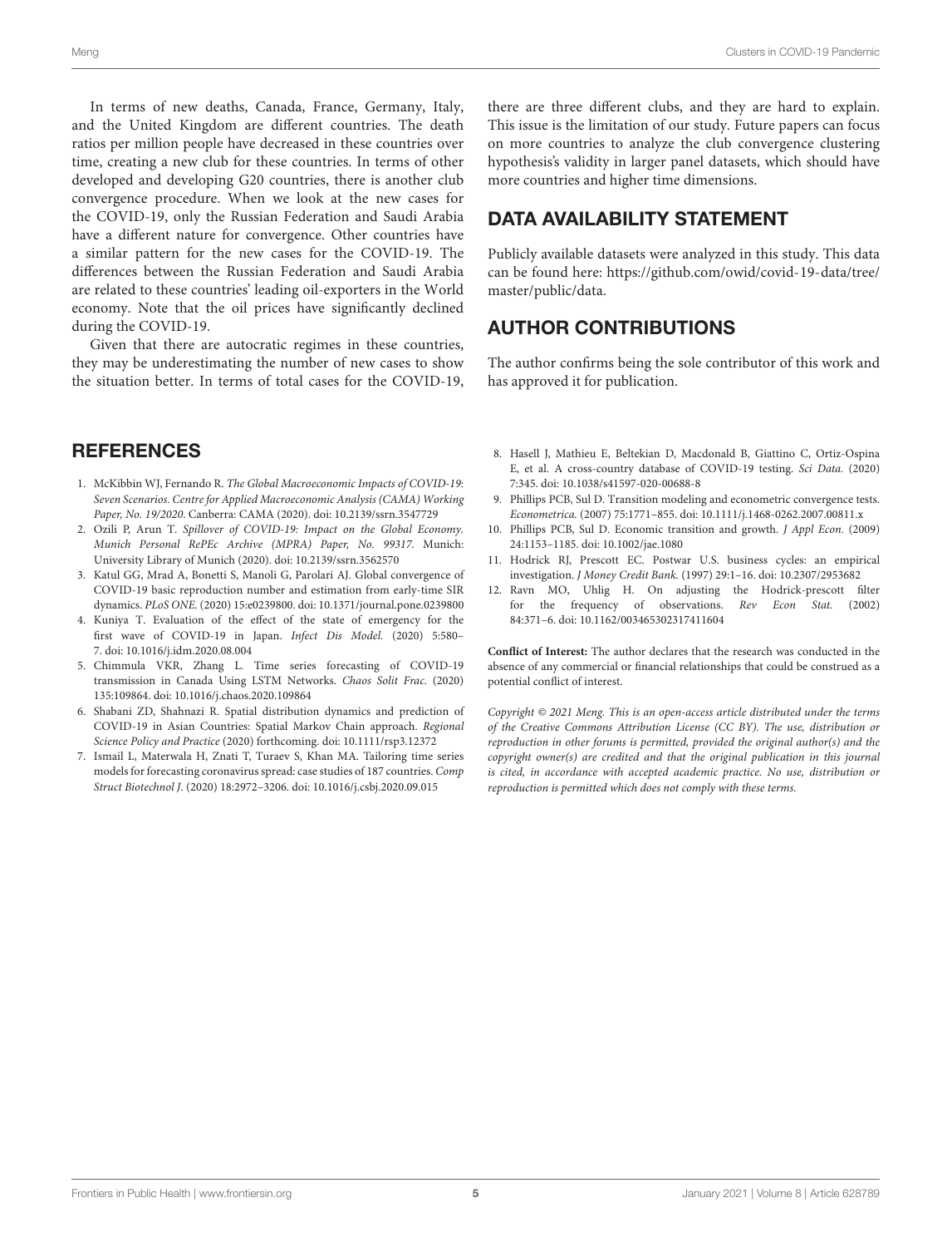In terms of new deaths, Canada, France, Germany, Italy, and the United Kingdom are different countries. The death ratios per million people have decreased in these countries over time, creating a new club for these countries. In terms of other developed and developing G20 countries, there is another club convergence procedure. When we look at the new cases for the COVID-19, only the Russian Federation and Saudi Arabia have a different nature for convergence. Other countries have a similar pattern for the new cases for the COVID-19. The differences between the Russian Federation and Saudi Arabia are related to these countries' leading oil-exporters in the World economy. Note that the oil prices have significantly declined during the COVID-19.

Given that there are autocratic regimes in these countries, they may be underestimating the number of new cases to show the situation better. In terms of total cases for the COVID-19, there are three different clubs, and they are hard to explain. This issue is the limitation of our study. Future papers can focus on more countries to analyze the club convergence clustering hypothesis's validity in larger panel datasets, which should have more countries and higher time dimensions.

## DATA AVAILABILITY STATEMENT

Publicly available datasets were analyzed in this study. This data can be found here: https://github.com/owid/covid-19-data/tree/master/public/data.

## AUTHOR CONTRIBUTIONS

The author confirms being the sole contributor of this work and has approved it for publication.

## REFERENCES

1. McKibbin WJ, Fernando R. *The Global Macroeconomic Impacts of COVID-19: Seven Scenarios. Centre for Applied Macroeconomic Analysis (CAMA) Working Paper, No. 19/2020*. Canberra: CAMA (2020). doi: 10.2139/ssrn.3547729
2. Ozili P, Arun T. *Spillover of COVID-19: Impact on the Global Economy. Munich Personal RePEc Archive (MPRA) Paper, No. 99317*. Munich: University Library of Munich (2020). doi: 10.2139/ssrn.3562570
3. Katul GG, Mrad A, Bonetti S, Manoli G, Parolari AJ. Global convergence of COVID-19 basic reproduction number and estimation from early-time SIR dynamics. *PLoS ONE*. (2020) 15:e0239800. doi: 10.1371/journal.pone.0239800
4. Kuniya T. Evaluation of the effect of the state of emergency for the first wave of COVID-19 in Japan. *Infect Dis Model*. (2020) 5:580–7. doi: 10.1016/j.idm.2020.08.004
5. Chimmula VKR, Zhang L. Time series forecasting of COVID-19 transmission in Canada Using LSTM Networks. *Chaos Solit Frac*. (2020) 135:109864. doi: 10.1016/j.chaos.2020.109864
6. Shabani ZD, Shahnazi R. Spatial distribution dynamics and prediction of COVID-19 in Asian Countries: Spatial Markov Chain approach. *Regional Science Policy and Practice* (2020) forthcoming. doi: 10.1111/rsp3.12372
7. Ismail L, Materwala H, Znati T, Turaev S, Khan MA. Tailoring time series models for forecasting coronavirus spread: case studies of 187 countries. *Comp Struct Biotechnol J*. (2020) 18:2972–3206. doi: 10.1016/j.csbj.2020.09.015
8. Hasell J, Mathieu E, Beltekian D, Macdonald B, Giattino C, Ortiz-Ospina E, et al. A cross-country database of COVID-19 testing. *Sci Data*. (2020) 7:345. doi: 10.1038/s41597-020-00688-8
9. Phillips PCB, Sul D. Transition modeling and econometric convergence tests. *Econometrica*. (2007) 75:1771–855. doi: 10.1111/j.1468-0262.2007.00811.x
10. Phillips PCB, Sul D. Economic transition and growth. *J Appl Econ*. (2009) 24:1153–1185. doi: 10.1002/jae.1080
11. Hodrick RJ, Prescott EC. Postwar U.S. business cycles: an empirical investigation. *J Money Credit Bank*. (1997) 29:1–16. doi: 10.2307/2953682
12. Ravn MO, Uhlig H. On adjusting the Hodrick-prescott filter for the frequency of observations. *Rev Econ Stat*. (2002) 84:371–6. doi: 10.1162/003465302317411604

**Conflict of Interest:** The author declares that the research was conducted in the absence of any commercial or financial relationships that could be construed as a potential conflict of interest.

*Copyright © 2021 Meng. This is an open-access article distributed under the terms of the Creative Commons Attribution License (CC BY). The use, distribution or reproduction in other forums is permitted, provided the original author(s) and the copyright owner(s) are credited and that the original publication in this journal is cited, in accordance with accepted academic practice. No use, distribution or reproduction is permitted which does not comply with these terms.*